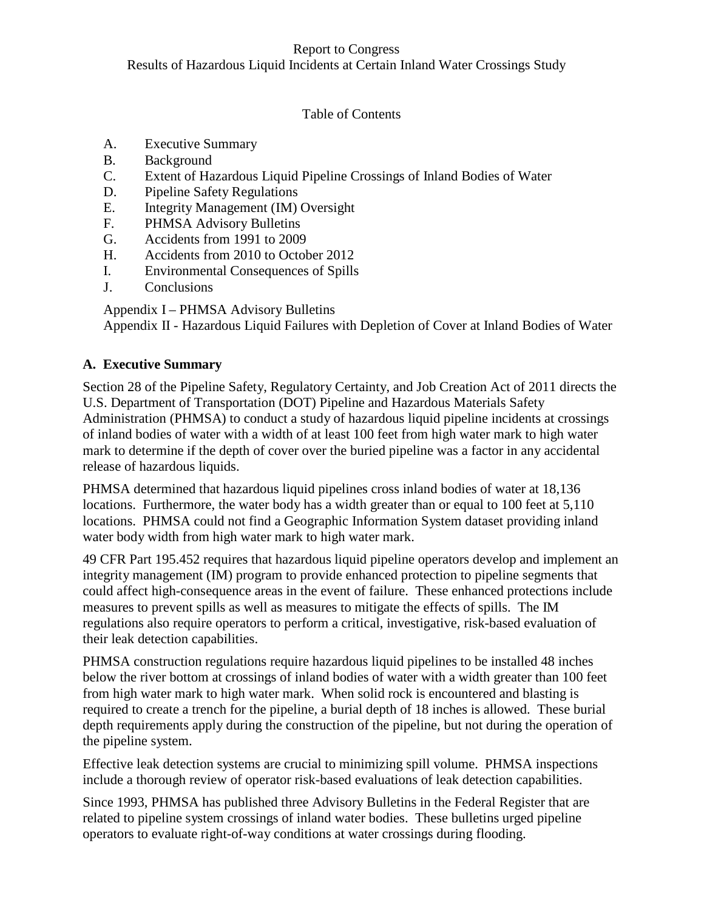Report to Congress
Results of Hazardous Liquid Incidents at Certain Inland Water Crossings Study

Table of Contents

- A. Executive Summary
- B. Background
- C. Extent of Hazardous Liquid Pipeline Crossings of Inland Bodies of Water
- D. Pipeline Safety Regulations
- E. Integrity Management (IM) Oversight
- F. PHMSA Advisory Bulletins
- G. Accidents from 1991 to 2009
- H. Accidents from 2010 to October 2012
- I. Environmental Consequences of Spills
- J. Conclusions

Appendix I – PHMSA Advisory Bulletins
Appendix II - Hazardous Liquid Failures with Depletion of Cover at Inland Bodies of Water

## A. Executive Summary

Section 28 of the Pipeline Safety, Regulatory Certainty, and Job Creation Act of 2011 directs the U.S. Department of Transportation (DOT) Pipeline and Hazardous Materials Safety Administration (PHMSA) to conduct a study of hazardous liquid pipeline incidents at crossings of inland bodies of water with a width of at least 100 feet from high water mark to high water mark to determine if the depth of cover over the buried pipeline was a factor in any accidental release of hazardous liquids.

PHMSA determined that hazardous liquid pipelines cross inland bodies of water at 18,136 locations. Furthermore, the water body has a width greater than or equal to 100 feet at 5,110 locations. PHMSA could not find a Geographic Information System dataset providing inland water body width from high water mark to high water mark.

49 CFR Part 195.452 requires that hazardous liquid pipeline operators develop and implement an integrity management (IM) program to provide enhanced protection to pipeline segments that could affect high-consequence areas in the event of failure. These enhanced protections include measures to prevent spills as well as measures to mitigate the effects of spills. The IM regulations also require operators to perform a critical, investigative, risk-based evaluation of their leak detection capabilities.

PHMSA construction regulations require hazardous liquid pipelines to be installed 48 inches below the river bottom at crossings of inland bodies of water with a width greater than 100 feet from high water mark to high water mark. When solid rock is encountered and blasting is required to create a trench for the pipeline, a burial depth of 18 inches is allowed. These burial depth requirements apply during the construction of the pipeline, but not during the operation of the pipeline system.

Effective leak detection systems are crucial to minimizing spill volume. PHMSA inspections include a thorough review of operator risk-based evaluations of leak detection capabilities.

Since 1993, PHMSA has published three Advisory Bulletins in the Federal Register that are related to pipeline system crossings of inland water bodies. These bulletins urged pipeline operators to evaluate right-of-way conditions at water crossings during flooding.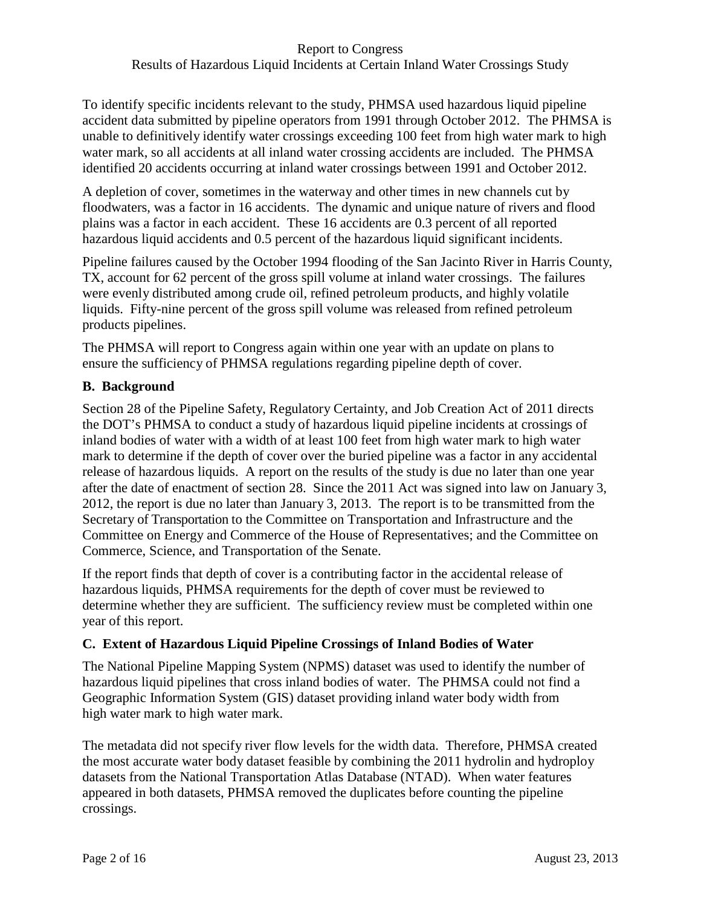To identify specific incidents relevant to the study, PHMSA used hazardous liquid pipeline accident data submitted by pipeline operators from 1991 through October 2012. The PHMSA is unable to definitively identify water crossings exceeding 100 feet from high water mark to high water mark, so all accidents at all inland water crossing accidents are included. The PHMSA identified 20 accidents occurring at inland water crossings between 1991 and October 2012.

A depletion of cover, sometimes in the waterway and other times in new channels cut by floodwaters, was a factor in 16 accidents. The dynamic and unique nature of rivers and flood plains was a factor in each accident. These 16 accidents are 0.3 percent of all reported hazardous liquid accidents and 0.5 percent of the hazardous liquid significant incidents.

Pipeline failures caused by the October 1994 flooding of the San Jacinto River in Harris County, TX, account for 62 percent of the gross spill volume at inland water crossings. The failures were evenly distributed among crude oil, refined petroleum products, and highly volatile liquids. Fifty-nine percent of the gross spill volume was released from refined petroleum products pipelines.

The PHMSA will report to Congress again within one year with an update on plans to ensure the sufficiency of PHMSA regulations regarding pipeline depth of cover.

### B. Background

Section 28 of the Pipeline Safety, Regulatory Certainty, and Job Creation Act of 2011 directs the DOT's PHMSA to conduct a study of hazardous liquid pipeline incidents at crossings of inland bodies of water with a width of at least 100 feet from high water mark to high water mark to determine if the depth of cover over the buried pipeline was a factor in any accidental release of hazardous liquids. A report on the results of the study is due no later than one year after the date of enactment of section 28. Since the 2011 Act was signed into law on January 3, 2012, the report is due no later than January 3, 2013. The report is to be transmitted from the Secretary of Transportation to the Committee on Transportation and Infrastructure and the Committee on Energy and Commerce of the House of Representatives; and the Committee on Commerce, Science, and Transportation of the Senate.

If the report finds that depth of cover is a contributing factor in the accidental release of hazardous liquids, PHMSA requirements for the depth of cover must be reviewed to determine whether they are sufficient. The sufficiency review must be completed within one year of this report.

### C. Extent of Hazardous Liquid Pipeline Crossings of Inland Bodies of Water

The National Pipeline Mapping System (NPMS) dataset was used to identify the number of hazardous liquid pipelines that cross inland bodies of water. The PHMSA could not find a Geographic Information System (GIS) dataset providing inland water body width from high water mark to high water mark.

The metadata did not specify river flow levels for the width data. Therefore, PHMSA created the most accurate water body dataset feasible by combining the 2011 hydrolin and hydroploy datasets from the National Transportation Atlas Database (NTAD). When water features appeared in both datasets, PHMSA removed the duplicates before counting the pipeline crossings.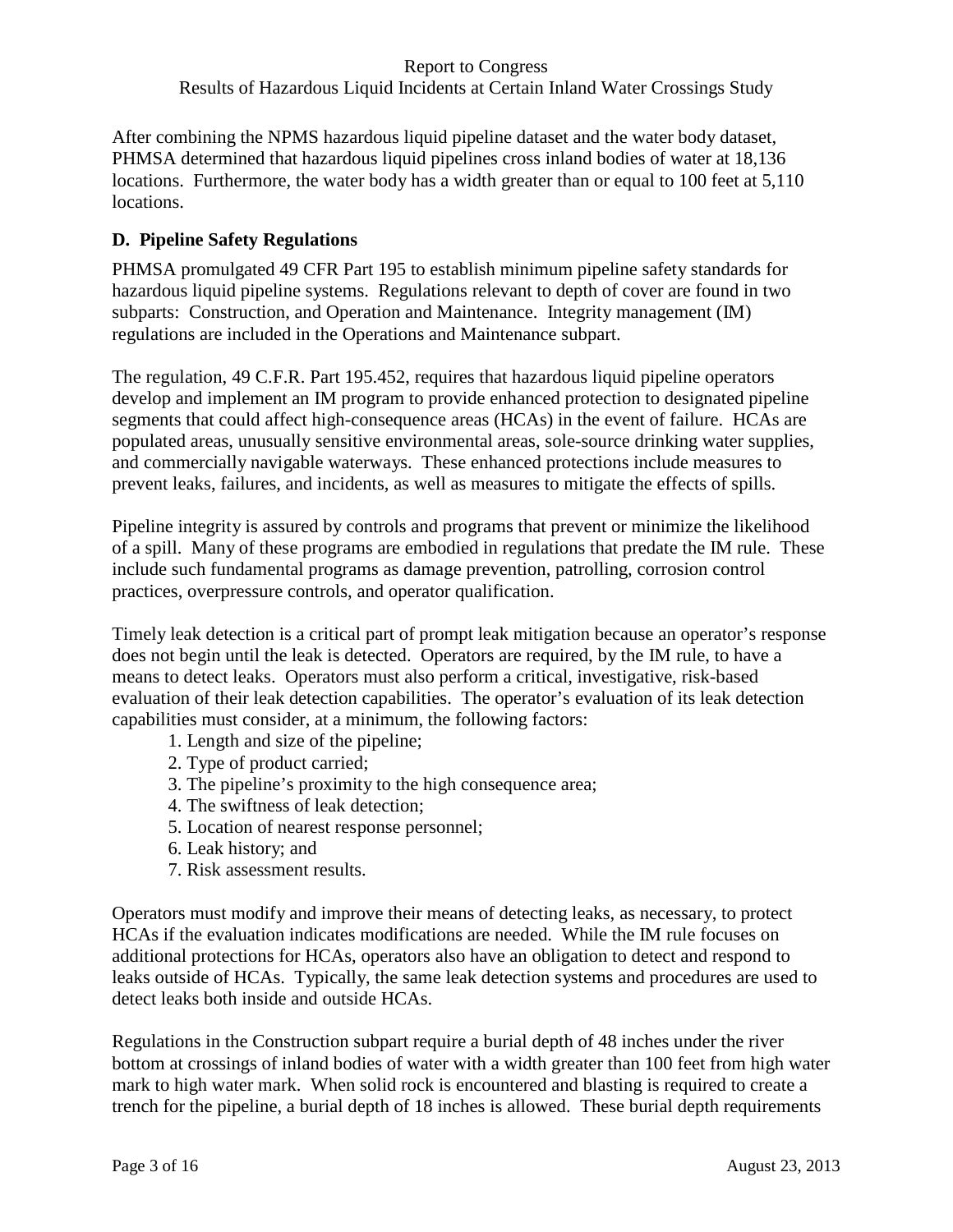After combining the NPMS hazardous liquid pipeline dataset and the water body dataset, PHMSA determined that hazardous liquid pipelines cross inland bodies of water at 18,136 locations. Furthermore, the water body has a width greater than or equal to 100 feet at 5,110 locations.

## D. Pipeline Safety Regulations

PHMSA promulgated 49 CFR Part 195 to establish minimum pipeline safety standards for hazardous liquid pipeline systems. Regulations relevant to depth of cover are found in two subparts: Construction, and Operation and Maintenance. Integrity management (IM) regulations are included in the Operations and Maintenance subpart.

The regulation, 49 C.F.R. Part 195.452, requires that hazardous liquid pipeline operators develop and implement an IM program to provide enhanced protection to designated pipeline segments that could affect high-consequence areas (HCAs) in the event of failure. HCAs are populated areas, unusually sensitive environmental areas, sole-source drinking water supplies, and commercially navigable waterways. These enhanced protections include measures to prevent leaks, failures, and incidents, as well as measures to mitigate the effects of spills.

Pipeline integrity is assured by controls and programs that prevent or minimize the likelihood of a spill. Many of these programs are embodied in regulations that predate the IM rule. These include such fundamental programs as damage prevention, patrolling, corrosion control practices, overpressure controls, and operator qualification.

Timely leak detection is a critical part of prompt leak mitigation because an operator's response does not begin until the leak is detected. Operators are required, by the IM rule, to have a means to detect leaks. Operators must also perform a critical, investigative, risk-based evaluation of their leak detection capabilities. The operator's evaluation of its leak detection capabilities must consider, at a minimum, the following factors:

1. Length and size of the pipeline;
2. Type of product carried;
3. The pipeline's proximity to the high consequence area;
4. The swiftness of leak detection;
5. Location of nearest response personnel;
6. Leak history; and
7. Risk assessment results.

Operators must modify and improve their means of detecting leaks, as necessary, to protect HCAs if the evaluation indicates modifications are needed. While the IM rule focuses on additional protections for HCAs, operators also have an obligation to detect and respond to leaks outside of HCAs. Typically, the same leak detection systems and procedures are used to detect leaks both inside and outside HCAs.

Regulations in the Construction subpart require a burial depth of 48 inches under the river bottom at crossings of inland bodies of water with a width greater than 100 feet from high water mark to high water mark. When solid rock is encountered and blasting is required to create a trench for the pipeline, a burial depth of 18 inches is allowed. These burial depth requirements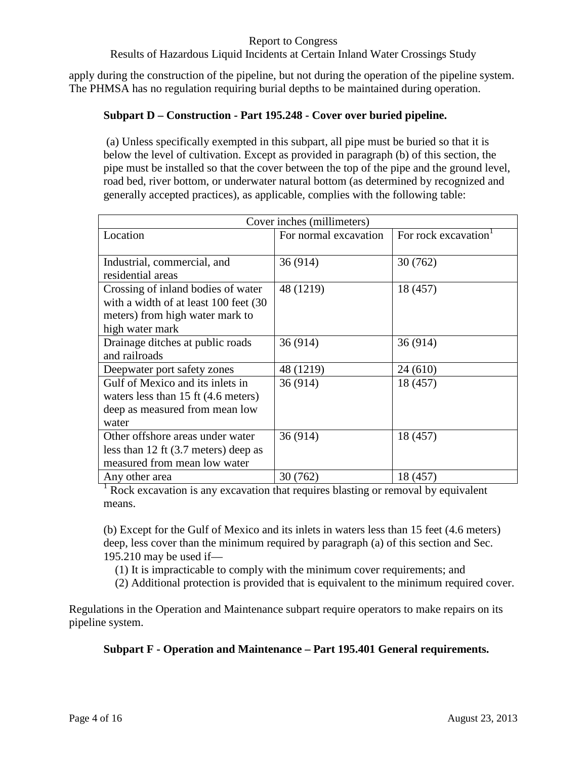apply during the construction of the pipeline, but not during the operation of the pipeline system. The PHMSA has no regulation requiring burial depths to be maintained during operation.

**Subpart D – Construction - Part 195.248 - Cover over buried pipeline.**

(a) Unless specifically exempted in this subpart, all pipe must be buried so that it is below the level of cultivation. Except as provided in paragraph (b) of this section, the pipe must be installed so that the cover between the top of the pipe and the ground level, road bed, river bottom, or underwater natural bottom (as determined by recognized and generally accepted practices), as applicable, complies with the following table:

| Cover inches (millimeters) | | |
|---|---|---|
| Location | For normal excavation | For rock excavation[1] |
| Industrial, commercial, and residential areas | 36 (914) | 30 (762) |
| Crossing of inland bodies of water with a width of at least 100 feet (30 meters) from high water mark to high water mark | 48 (1219) | 18 (457) |
| Drainage ditches at public roads and railroads | 36 (914) | 36 (914) |
| Deepwater port safety zones | 48 (1219) | 24 (610) |
| Gulf of Mexico and its inlets in waters less than 15 ft (4.6 meters) deep as measured from mean low water | 36 (914) | 18 (457) |
| Other offshore areas under water less than 12 ft (3.7 meters) deep as measured from mean low water | 36 (914) | 18 (457) |
| Any other area | 30 (762) | 18 (457) |

[1] Rock excavation is any excavation that requires blasting or removal by equivalent means.

(b) Except for the Gulf of Mexico and its inlets in waters less than 15 feet (4.6 meters) deep, less cover than the minimum required by paragraph (a) of this section and Sec. 195.210 may be used if—

(1) It is impracticable to comply with the minimum cover requirements; and

(2) Additional protection is provided that is equivalent to the minimum required cover.

Regulations in the Operation and Maintenance subpart require operators to make repairs on its pipeline system.

**Subpart F - Operation and Maintenance – Part 195.401 General requirements.**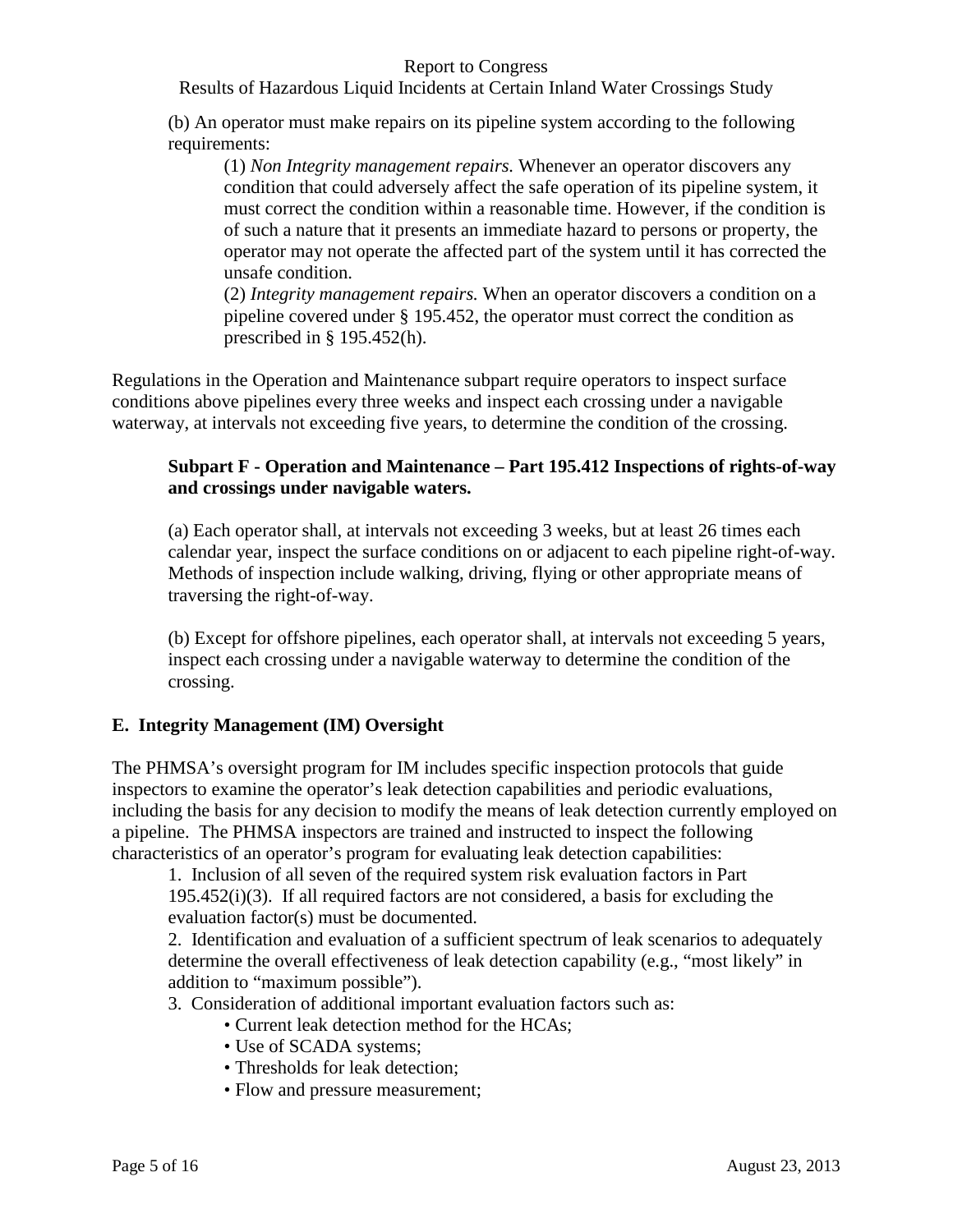(b) An operator must make repairs on its pipeline system according to the following requirements:

(1) *Non Integrity management repairs.* Whenever an operator discovers any condition that could adversely affect the safe operation of its pipeline system, it must correct the condition within a reasonable time. However, if the condition is of such a nature that it presents an immediate hazard to persons or property, the operator may not operate the affected part of the system until it has corrected the unsafe condition.

(2) *Integrity management repairs.* When an operator discovers a condition on a pipeline covered under § 195.452, the operator must correct the condition as prescribed in § 195.452(h).

Regulations in the Operation and Maintenance subpart require operators to inspect surface conditions above pipelines every three weeks and inspect each crossing under a navigable waterway, at intervals not exceeding five years, to determine the condition of the crossing.

**Subpart F - Operation and Maintenance – Part 195.412 Inspections of rights-of-way and crossings under navigable waters.**

(a) Each operator shall, at intervals not exceeding 3 weeks, but at least 26 times each calendar year, inspect the surface conditions on or adjacent to each pipeline right-of-way. Methods of inspection include walking, driving, flying or other appropriate means of traversing the right-of-way.

(b) Except for offshore pipelines, each operator shall, at intervals not exceeding 5 years, inspect each crossing under a navigable waterway to determine the condition of the crossing.

## E. Integrity Management (IM) Oversight

The PHMSA's oversight program for IM includes specific inspection protocols that guide inspectors to examine the operator's leak detection capabilities and periodic evaluations, including the basis for any decision to modify the means of leak detection currently employed on a pipeline. The PHMSA inspectors are trained and instructed to inspect the following characteristics of an operator's program for evaluating leak detection capabilities:

1. Inclusion of all seven of the required system risk evaluation factors in Part 195.452(i)(3). If all required factors are not considered, a basis for excluding the evaluation factor(s) must be documented.
2. Identification and evaluation of a sufficient spectrum of leak scenarios to adequately determine the overall effectiveness of leak detection capability (e.g., "most likely" in addition to "maximum possible").
3. Consideration of additional important evaluation factors such as:
   - Current leak detection method for the HCAs;
   - Use of SCADA systems;
   - Thresholds for leak detection;
   - Flow and pressure measurement;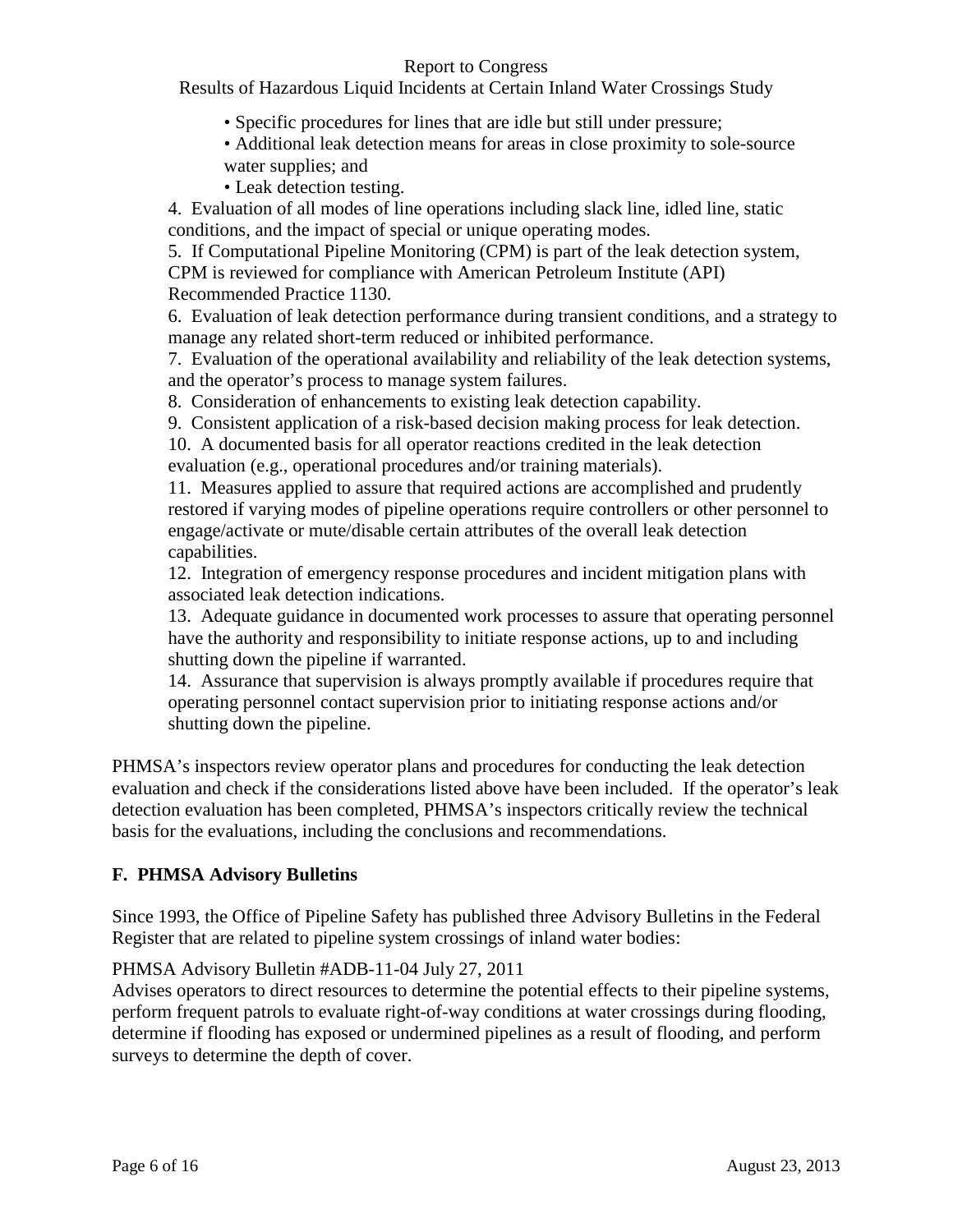- Specific procedures for lines that are idle but still under pressure;
- Additional leak detection means for areas in close proximity to sole-source water supplies; and
- Leak detection testing.

4. Evaluation of all modes of line operations including slack line, idled line, static conditions, and the impact of special or unique operating modes.
5. If Computational Pipeline Monitoring (CPM) is part of the leak detection system, CPM is reviewed for compliance with American Petroleum Institute (API) Recommended Practice 1130.
6. Evaluation of leak detection performance during transient conditions, and a strategy to manage any related short-term reduced or inhibited performance.
7. Evaluation of the operational availability and reliability of the leak detection systems, and the operator's process to manage system failures.
8. Consideration of enhancements to existing leak detection capability.
9. Consistent application of a risk-based decision making process for leak detection.
10. A documented basis for all operator reactions credited in the leak detection evaluation (e.g., operational procedures and/or training materials).
11. Measures applied to assure that required actions are accomplished and prudently restored if varying modes of pipeline operations require controllers or other personnel to engage/activate or mute/disable certain attributes of the overall leak detection capabilities.
12. Integration of emergency response procedures and incident mitigation plans with associated leak detection indications.
13. Adequate guidance in documented work processes to assure that operating personnel have the authority and responsibility to initiate response actions, up to and including shutting down the pipeline if warranted.
14. Assurance that supervision is always promptly available if procedures require that operating personnel contact supervision prior to initiating response actions and/or shutting down the pipeline.

PHMSA's inspectors review operator plans and procedures for conducting the leak detection evaluation and check if the considerations listed above have been included. If the operator's leak detection evaluation has been completed, PHMSA's inspectors critically review the technical basis for the evaluations, including the conclusions and recommendations.

## F. PHMSA Advisory Bulletins

Since 1993, the Office of Pipeline Safety has published three Advisory Bulletins in the Federal Register that are related to pipeline system crossings of inland water bodies:

PHMSA Advisory Bulletin #ADB-11-04 July 27, 2011
Advises operators to direct resources to determine the potential effects to their pipeline systems, perform frequent patrols to evaluate right-of-way conditions at water crossings during flooding, determine if flooding has exposed or undermined pipelines as a result of flooding, and perform surveys to determine the depth of cover.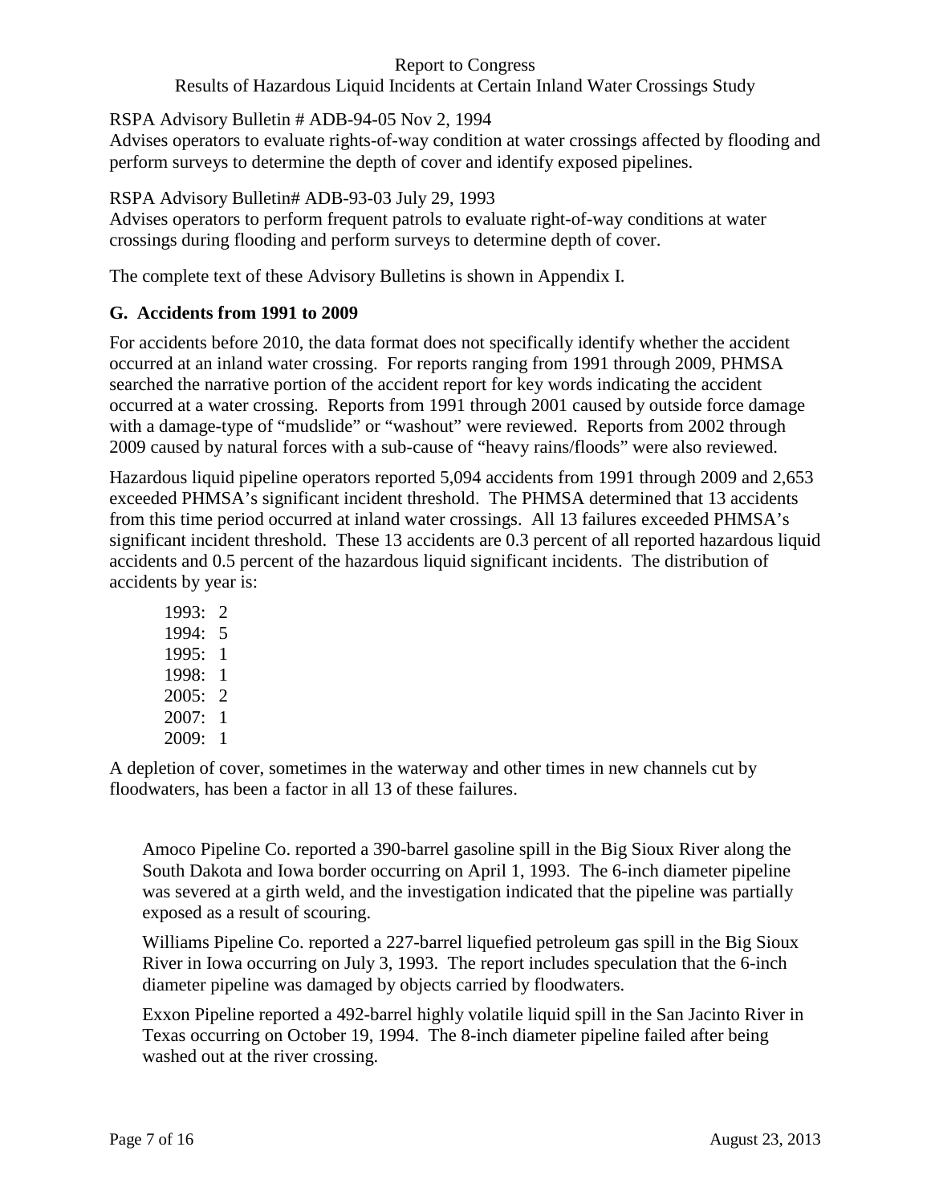RSPA Advisory Bulletin # ADB-94-05 Nov 2, 1994

Advises operators to evaluate rights-of-way condition at water crossings affected by flooding and perform surveys to determine the depth of cover and identify exposed pipelines.

RSPA Advisory Bulletin# ADB-93-03 July 29, 1993

Advises operators to perform frequent patrols to evaluate right-of-way conditions at water crossings during flooding and perform surveys to determine depth of cover.

The complete text of these Advisory Bulletins is shown in Appendix I.

### G. Accidents from 1991 to 2009

For accidents before 2010, the data format does not specifically identify whether the accident occurred at an inland water crossing. For reports ranging from 1991 through 2009, PHMSA searched the narrative portion of the accident report for key words indicating the accident occurred at a water crossing. Reports from 1991 through 2001 caused by outside force damage with a damage-type of "mudslide" or "washout" were reviewed. Reports from 2002 through 2009 caused by natural forces with a sub-cause of "heavy rains/floods" were also reviewed.

Hazardous liquid pipeline operators reported 5,094 accidents from 1991 through 2009 and 2,653 exceeded PHMSA's significant incident threshold. The PHMSA determined that 13 accidents from this time period occurred at inland water crossings. All 13 failures exceeded PHMSA's significant incident threshold. These 13 accidents are 0.3 percent of all reported hazardous liquid accidents and 0.5 percent of the hazardous liquid significant incidents. The distribution of accidents by year is:

1993: 2
1994: 5
1995: 1
1998: 1
2005: 2
2007: 1
2009: 1

A depletion of cover, sometimes in the waterway and other times in new channels cut by floodwaters, has been a factor in all 13 of these failures.

Amoco Pipeline Co. reported a 390-barrel gasoline spill in the Big Sioux River along the South Dakota and Iowa border occurring on April 1, 1993. The 6-inch diameter pipeline was severed at a girth weld, and the investigation indicated that the pipeline was partially exposed as a result of scouring.

Williams Pipeline Co. reported a 227-barrel liquefied petroleum gas spill in the Big Sioux River in Iowa occurring on July 3, 1993. The report includes speculation that the 6-inch diameter pipeline was damaged by objects carried by floodwaters.

Exxon Pipeline reported a 492-barrel highly volatile liquid spill in the San Jacinto River in Texas occurring on October 19, 1994. The 8-inch diameter pipeline failed after being washed out at the river crossing.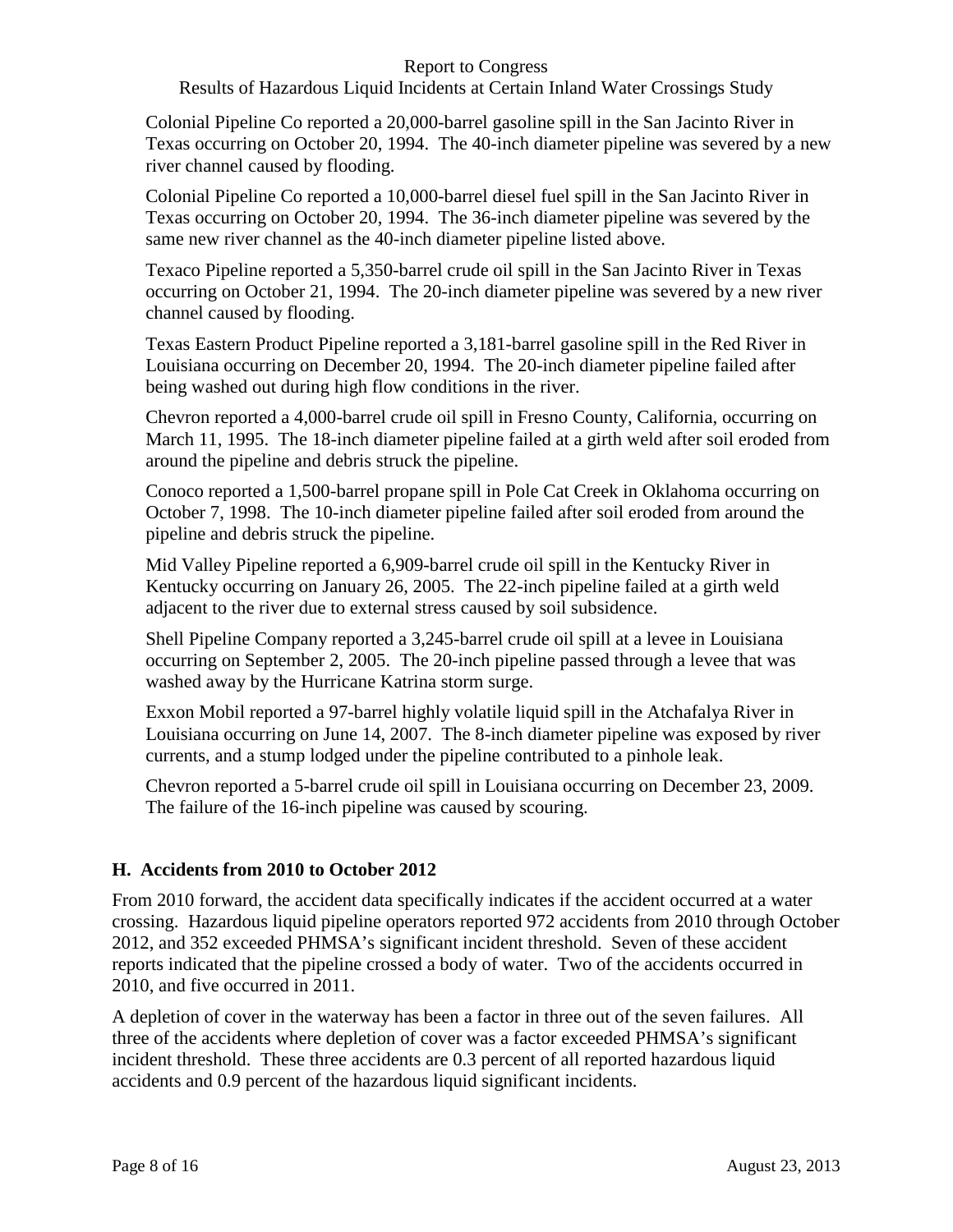Colonial Pipeline Co reported a 20,000-barrel gasoline spill in the San Jacinto River in Texas occurring on October 20, 1994. The 40-inch diameter pipeline was severed by a new river channel caused by flooding.

Colonial Pipeline Co reported a 10,000-barrel diesel fuel spill in the San Jacinto River in Texas occurring on October 20, 1994. The 36-inch diameter pipeline was severed by the same new river channel as the 40-inch diameter pipeline listed above.

Texaco Pipeline reported a 5,350-barrel crude oil spill in the San Jacinto River in Texas occurring on October 21, 1994. The 20-inch diameter pipeline was severed by a new river channel caused by flooding.

Texas Eastern Product Pipeline reported a 3,181-barrel gasoline spill in the Red River in Louisiana occurring on December 20, 1994. The 20-inch diameter pipeline failed after being washed out during high flow conditions in the river.

Chevron reported a 4,000-barrel crude oil spill in Fresno County, California, occurring on March 11, 1995. The 18-inch diameter pipeline failed at a girth weld after soil eroded from around the pipeline and debris struck the pipeline.

Conoco reported a 1,500-barrel propane spill in Pole Cat Creek in Oklahoma occurring on October 7, 1998. The 10-inch diameter pipeline failed after soil eroded from around the pipeline and debris struck the pipeline.

Mid Valley Pipeline reported a 6,909-barrel crude oil spill in the Kentucky River in Kentucky occurring on January 26, 2005. The 22-inch pipeline failed at a girth weld adjacent to the river due to external stress caused by soil subsidence.

Shell Pipeline Company reported a 3,245-barrel crude oil spill at a levee in Louisiana occurring on September 2, 2005. The 20-inch pipeline passed through a levee that was washed away by the Hurricane Katrina storm surge.

Exxon Mobil reported a 97-barrel highly volatile liquid spill in the Atchafalya River in Louisiana occurring on June 14, 2007. The 8-inch diameter pipeline was exposed by river currents, and a stump lodged under the pipeline contributed to a pinhole leak.

Chevron reported a 5-barrel crude oil spill in Louisiana occurring on December 23, 2009. The failure of the 16-inch pipeline was caused by scouring.

## H. Accidents from 2010 to October 2012

From 2010 forward, the accident data specifically indicates if the accident occurred at a water crossing. Hazardous liquid pipeline operators reported 972 accidents from 2010 through October 2012, and 352 exceeded PHMSA's significant incident threshold. Seven of these accident reports indicated that the pipeline crossed a body of water. Two of the accidents occurred in 2010, and five occurred in 2011.

A depletion of cover in the waterway has been a factor in three out of the seven failures. All three of the accidents where depletion of cover was a factor exceeded PHMSA's significant incident threshold. These three accidents are 0.3 percent of all reported hazardous liquid accidents and 0.9 percent of the hazardous liquid significant incidents.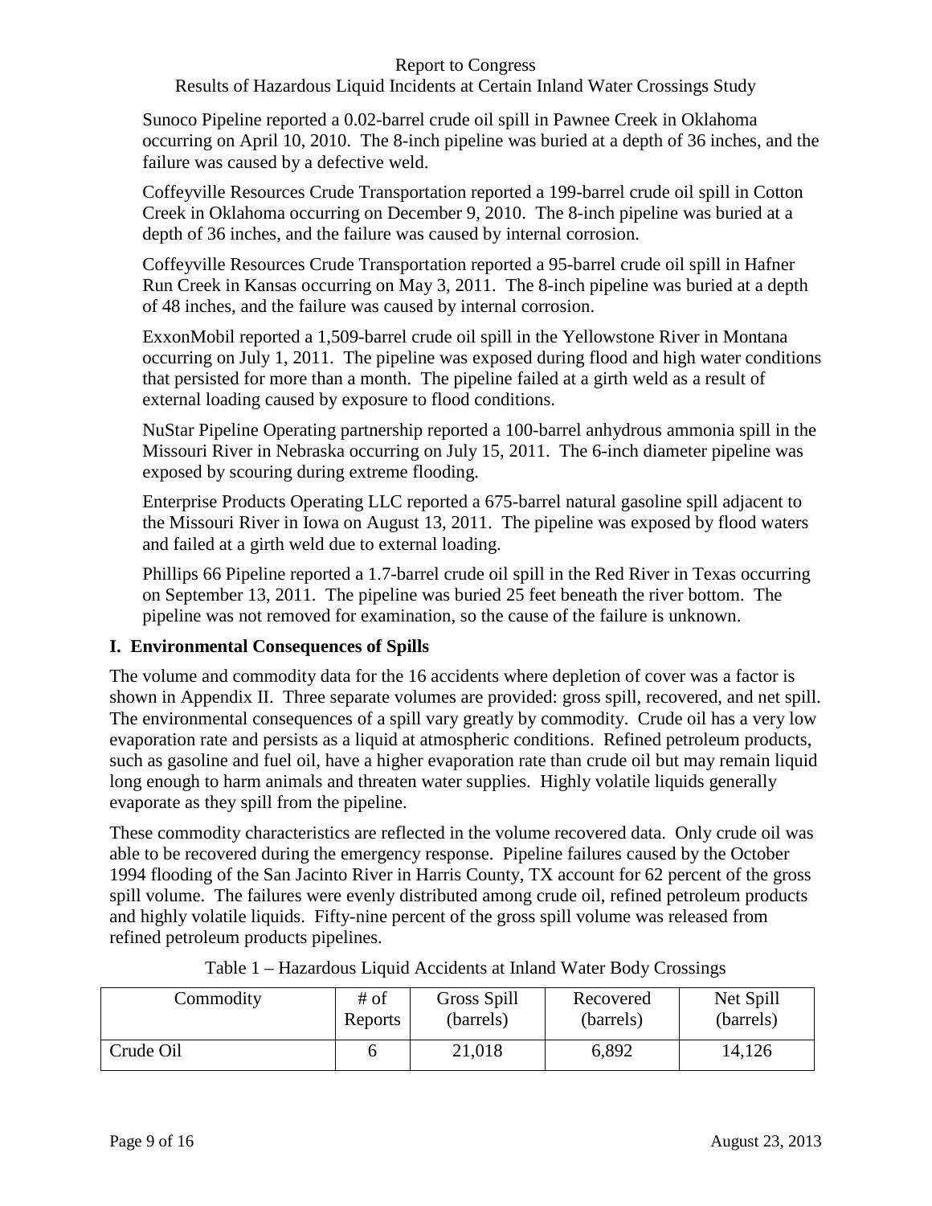Sunoco Pipeline reported a 0.02-barrel crude oil spill in Pawnee Creek in Oklahoma occurring on April 10, 2010. The 8-inch pipeline was buried at a depth of 36 inches, and the failure was caused by a defective weld.

Coffeyville Resources Crude Transportation reported a 199-barrel crude oil spill in Cotton Creek in Oklahoma occurring on December 9, 2010. The 8-inch pipeline was buried at a depth of 36 inches, and the failure was caused by internal corrosion.

Coffeyville Resources Crude Transportation reported a 95-barrel crude oil spill in Hafner Run Creek in Kansas occurring on May 3, 2011. The 8-inch pipeline was buried at a depth of 48 inches, and the failure was caused by internal corrosion.

ExxonMobil reported a 1,509-barrel crude oil spill in the Yellowstone River in Montana occurring on July 1, 2011. The pipeline was exposed during flood and high water conditions that persisted for more than a month. The pipeline failed at a girth weld as a result of external loading caused by exposure to flood conditions.

NuStar Pipeline Operating partnership reported a 100-barrel anhydrous ammonia spill in the Missouri River in Nebraska occurring on July 15, 2011. The 6-inch diameter pipeline was exposed by scouring during extreme flooding.

Enterprise Products Operating LLC reported a 675-barrel natural gasoline spill adjacent to the Missouri River in Iowa on August 13, 2011. The pipeline was exposed by flood waters and failed at a girth weld due to external loading.

Phillips 66 Pipeline reported a 1.7-barrel crude oil spill in the Red River in Texas occurring on September 13, 2011. The pipeline was buried 25 feet beneath the river bottom. The pipeline was not removed for examination, so the cause of the failure is unknown.

## I. Environmental Consequences of Spills

The volume and commodity data for the 16 accidents where depletion of cover was a factor is shown in Appendix II. Three separate volumes are provided: gross spill, recovered, and net spill. The environmental consequences of a spill vary greatly by commodity. Crude oil has a very low evaporation rate and persists as a liquid at atmospheric conditions. Refined petroleum products, such as gasoline and fuel oil, have a higher evaporation rate than crude oil but may remain liquid long enough to harm animals and threaten water supplies. Highly volatile liquids generally evaporate as they spill from the pipeline.

These commodity characteristics are reflected in the volume recovered data. Only crude oil was able to be recovered during the emergency response. Pipeline failures caused by the October 1994 flooding of the San Jacinto River in Harris County, TX account for 62 percent of the gross spill volume. The failures were evenly distributed among crude oil, refined petroleum products and highly volatile liquids. Fifty-nine percent of the gross spill volume was released from refined petroleum products pipelines.

Table 1 – Hazardous Liquid Accidents at Inland Water Body Crossings

| Commodity | # of Reports | Gross Spill (barrels) | Recovered (barrels) | Net Spill (barrels) |
|---|---|---|---|---|
| Crude Oil | 6 | 21,018 | 6,892 | 14,126 |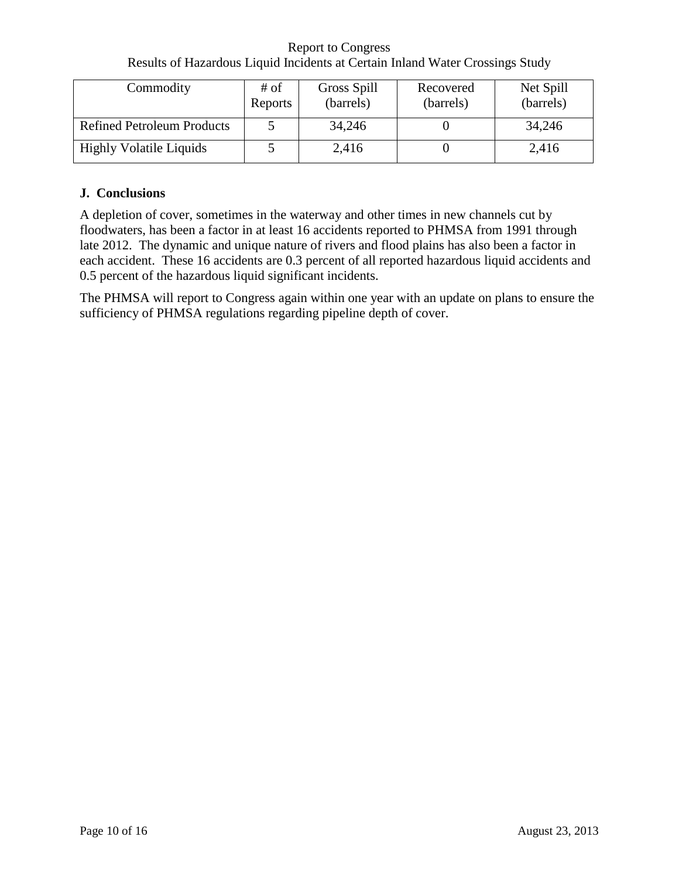| Commodity | # of Reports | Gross Spill (barrels) | Recovered (barrels) | Net Spill (barrels) |
|---|---|---|---|---|
| Refined Petroleum Products | 5 | 34,246 | 0 | 34,246 |
| Highly Volatile Liquids | 5 | 2,416 | 0 | 2,416 |

### J. Conclusions

A depletion of cover, sometimes in the waterway and other times in new channels cut by floodwaters, has been a factor in at least 16 accidents reported to PHMSA from 1991 through late 2012. The dynamic and unique nature of rivers and flood plains has also been a factor in each accident. These 16 accidents are 0.3 percent of all reported hazardous liquid accidents and 0.5 percent of the hazardous liquid significant incidents.

The PHMSA will report to Congress again within one year with an update on plans to ensure the sufficiency of PHMSA regulations regarding pipeline depth of cover.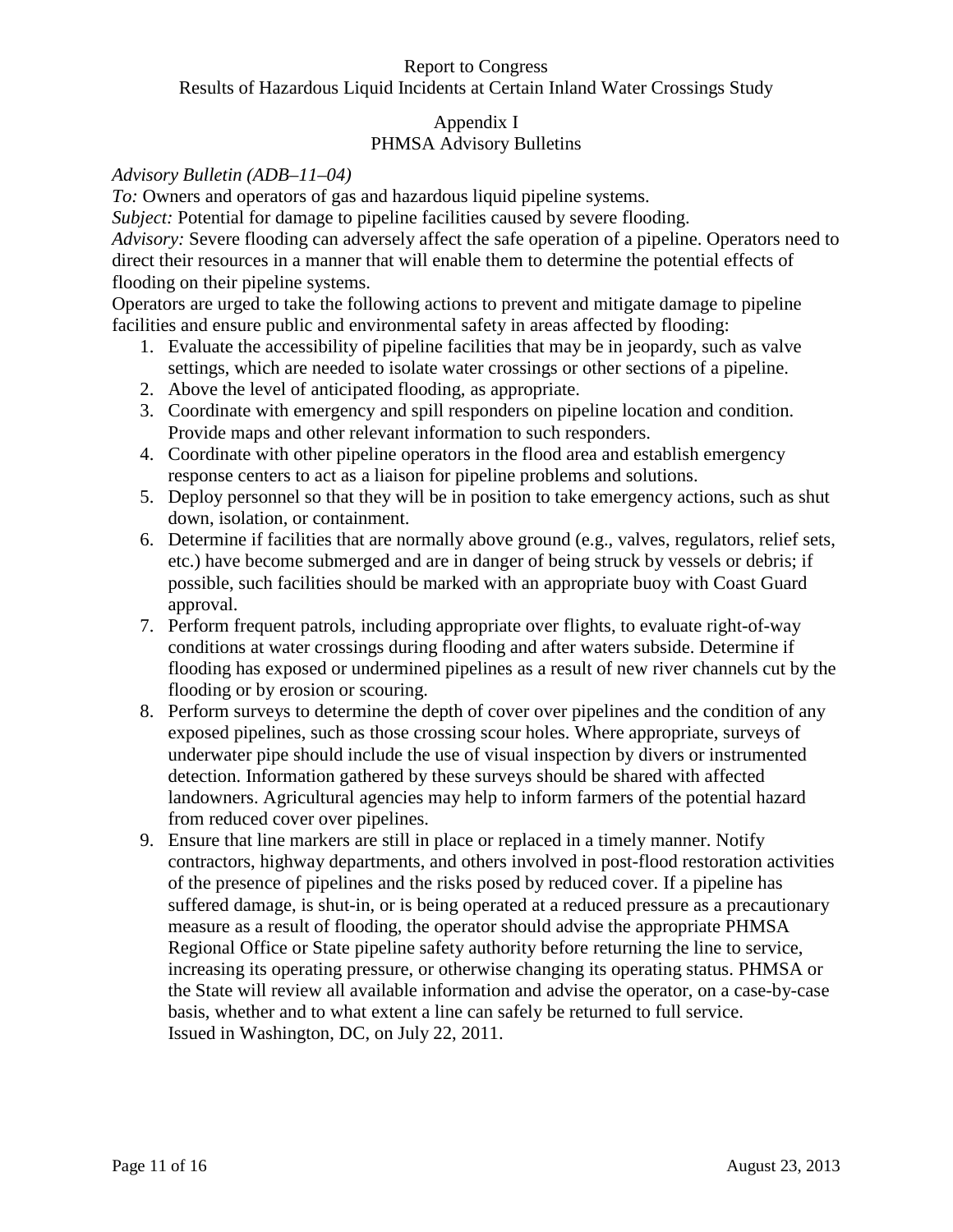## Appendix I
## PHMSA Advisory Bulletins

*Advisory Bulletin (ADB–11–04)*

*To:* Owners and operators of gas and hazardous liquid pipeline systems.

*Subject:* Potential for damage to pipeline facilities caused by severe flooding.

*Advisory:* Severe flooding can adversely affect the safe operation of a pipeline. Operators need to direct their resources in a manner that will enable them to determine the potential effects of flooding on their pipeline systems.

Operators are urged to take the following actions to prevent and mitigate damage to pipeline facilities and ensure public and environmental safety in areas affected by flooding:

1. Evaluate the accessibility of pipeline facilities that may be in jeopardy, such as valve settings, which are needed to isolate water crossings or other sections of a pipeline.
2. Above the level of anticipated flooding, as appropriate.
3. Coordinate with emergency and spill responders on pipeline location and condition. Provide maps and other relevant information to such responders.
4. Coordinate with other pipeline operators in the flood area and establish emergency response centers to act as a liaison for pipeline problems and solutions.
5. Deploy personnel so that they will be in position to take emergency actions, such as shut down, isolation, or containment.
6. Determine if facilities that are normally above ground (e.g., valves, regulators, relief sets, etc.) have become submerged and are in danger of being struck by vessels or debris; if possible, such facilities should be marked with an appropriate buoy with Coast Guard approval.
7. Perform frequent patrols, including appropriate over flights, to evaluate right-of-way conditions at water crossings during flooding and after waters subside. Determine if flooding has exposed or undermined pipelines as a result of new river channels cut by the flooding or by erosion or scouring.
8. Perform surveys to determine the depth of cover over pipelines and the condition of any exposed pipelines, such as those crossing scour holes. Where appropriate, surveys of underwater pipe should include the use of visual inspection by divers or instrumented detection. Information gathered by these surveys should be shared with affected landowners. Agricultural agencies may help to inform farmers of the potential hazard from reduced cover over pipelines.
9. Ensure that line markers are still in place or replaced in a timely manner. Notify contractors, highway departments, and others involved in post-flood restoration activities of the presence of pipelines and the risks posed by reduced cover. If a pipeline has suffered damage, is shut-in, or is being operated at a reduced pressure as a precautionary measure as a result of flooding, the operator should advise the appropriate PHMSA Regional Office or State pipeline safety authority before returning the line to service, increasing its operating pressure, or otherwise changing its operating status. PHMSA or the State will review all available information and advise the operator, on a case-by-case basis, whether and to what extent a line can safely be returned to full service.
   Issued in Washington, DC, on July 22, 2011.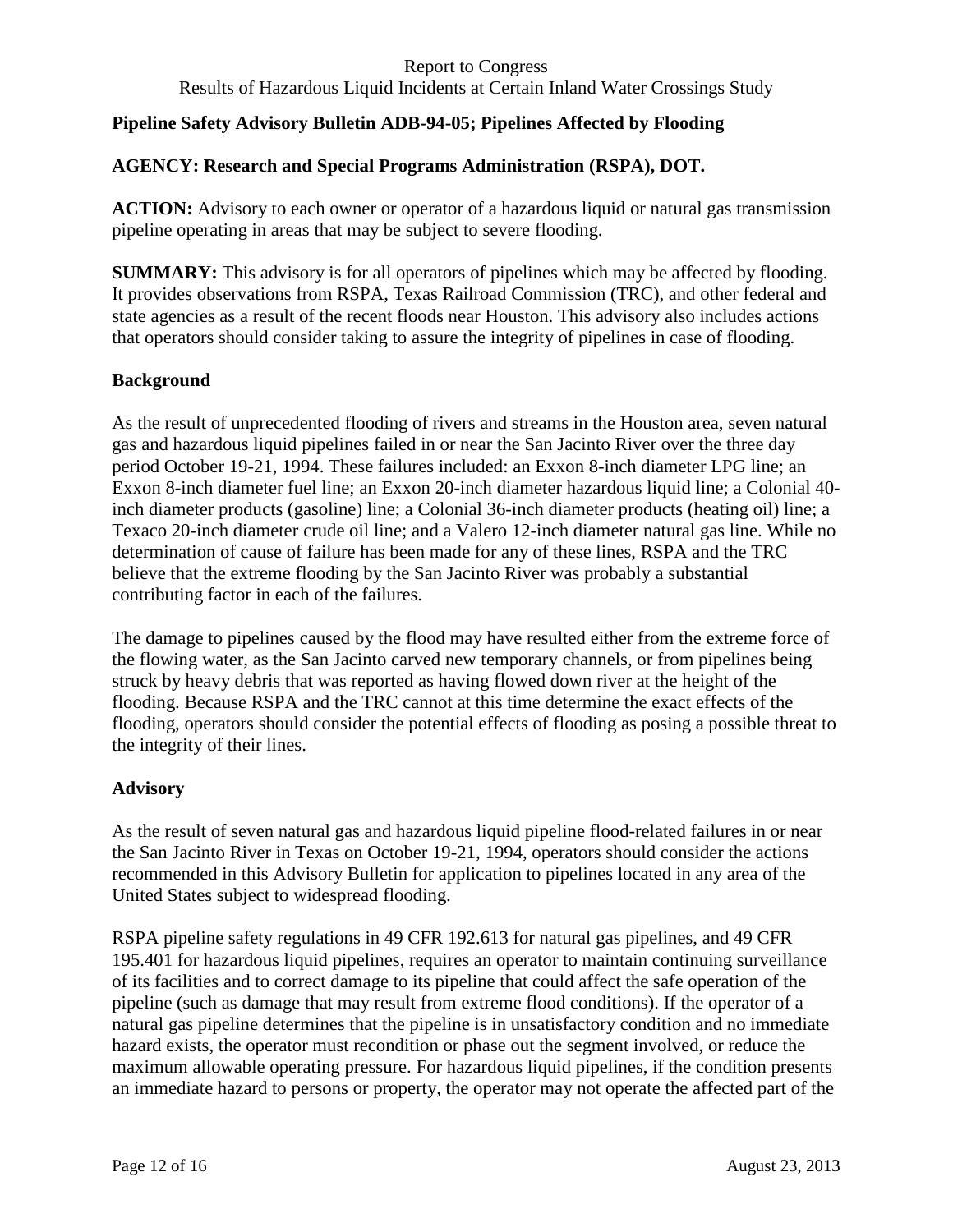**Pipeline Safety Advisory Bulletin ADB-94-05; Pipelines Affected by Flooding**

**AGENCY: Research and Special Programs Administration (RSPA), DOT.**

**ACTION:** Advisory to each owner or operator of a hazardous liquid or natural gas transmission pipeline operating in areas that may be subject to severe flooding.

**SUMMARY:** This advisory is for all operators of pipelines which may be affected by flooding. It provides observations from RSPA, Texas Railroad Commission (TRC), and other federal and state agencies as a result of the recent floods near Houston. This advisory also includes actions that operators should consider taking to assure the integrity of pipelines in case of flooding.

**Background**

As the result of unprecedented flooding of rivers and streams in the Houston area, seven natural gas and hazardous liquid pipelines failed in or near the San Jacinto River over the three day period October 19-21, 1994. These failures included: an Exxon 8-inch diameter LPG line; an Exxon 8-inch diameter fuel line; an Exxon 20-inch diameter hazardous liquid line; a Colonial 40-inch diameter products (gasoline) line; a Colonial 36-inch diameter products (heating oil) line; a Texaco 20-inch diameter crude oil line; and a Valero 12-inch diameter natural gas line. While no determination of cause of failure has been made for any of these lines, RSPA and the TRC believe that the extreme flooding by the San Jacinto River was probably a substantial contributing factor in each of the failures.

The damage to pipelines caused by the flood may have resulted either from the extreme force of the flowing water, as the San Jacinto carved new temporary channels, or from pipelines being struck by heavy debris that was reported as having flowed down river at the height of the flooding. Because RSPA and the TRC cannot at this time determine the exact effects of the flooding, operators should consider the potential effects of flooding as posing a possible threat to the integrity of their lines.

**Advisory**

As the result of seven natural gas and hazardous liquid pipeline flood-related failures in or near the San Jacinto River in Texas on October 19-21, 1994, operators should consider the actions recommended in this Advisory Bulletin for application to pipelines located in any area of the United States subject to widespread flooding.

RSPA pipeline safety regulations in 49 CFR 192.613 for natural gas pipelines, and 49 CFR 195.401 for hazardous liquid pipelines, requires an operator to maintain continuing surveillance of its facilities and to correct damage to its pipeline that could affect the safe operation of the pipeline (such as damage that may result from extreme flood conditions). If the operator of a natural gas pipeline determines that the pipeline is in unsatisfactory condition and no immediate hazard exists, the operator must recondition or phase out the segment involved, or reduce the maximum allowable operating pressure. For hazardous liquid pipelines, if the condition presents an immediate hazard to persons or property, the operator may not operate the affected part of the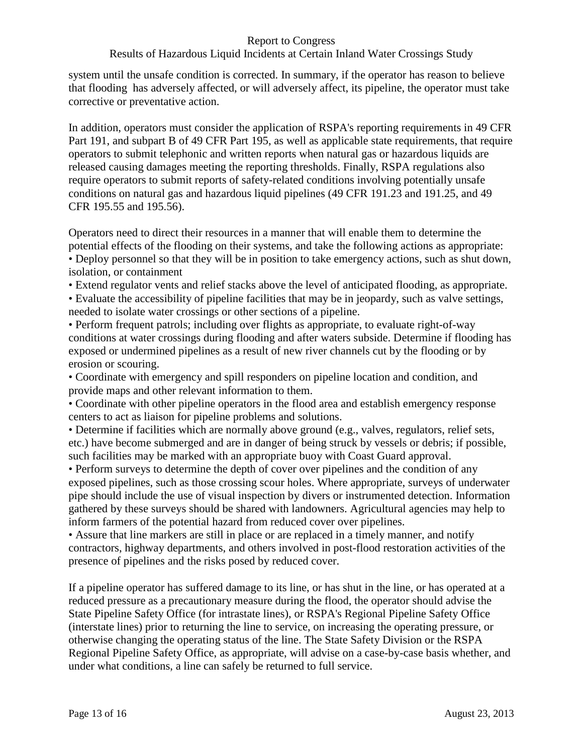system until the unsafe condition is corrected. In summary, if the operator has reason to believe that flooding has adversely affected, or will adversely affect, its pipeline, the operator must take corrective or preventative action.

In addition, operators must consider the application of RSPA's reporting requirements in 49 CFR Part 191, and subpart B of 49 CFR Part 195, as well as applicable state requirements, that require operators to submit telephonic and written reports when natural gas or hazardous liquids are released causing damages meeting the reporting thresholds. Finally, RSPA regulations also require operators to submit reports of safety-related conditions involving potentially unsafe conditions on natural gas and hazardous liquid pipelines (49 CFR 191.23 and 191.25, and 49 CFR 195.55 and 195.56).

Operators need to direct their resources in a manner that will enable them to determine the potential effects of the flooding on their systems, and take the following actions as appropriate:

- Deploy personnel so that they will be in position to take emergency actions, such as shut down, isolation, or containment
- Extend regulator vents and relief stacks above the level of anticipated flooding, as appropriate.
- Evaluate the accessibility of pipeline facilities that may be in jeopardy, such as valve settings, needed to isolate water crossings or other sections of a pipeline.
- Perform frequent patrols; including over flights as appropriate, to evaluate right-of-way conditions at water crossings during flooding and after waters subside. Determine if flooding has exposed or undermined pipelines as a result of new river channels cut by the flooding or by erosion or scouring.
- Coordinate with emergency and spill responders on pipeline location and condition, and provide maps and other relevant information to them.
- Coordinate with other pipeline operators in the flood area and establish emergency response centers to act as liaison for pipeline problems and solutions.
- Determine if facilities which are normally above ground (e.g., valves, regulators, relief sets, etc.) have become submerged and are in danger of being struck by vessels or debris; if possible, such facilities may be marked with an appropriate buoy with Coast Guard approval.
- Perform surveys to determine the depth of cover over pipelines and the condition of any exposed pipelines, such as those crossing scour holes. Where appropriate, surveys of underwater pipe should include the use of visual inspection by divers or instrumented detection. Information gathered by these surveys should be shared with landowners. Agricultural agencies may help to inform farmers of the potential hazard from reduced cover over pipelines.
- Assure that line markers are still in place or are replaced in a timely manner, and notify contractors, highway departments, and others involved in post-flood restoration activities of the presence of pipelines and the risks posed by reduced cover.

If a pipeline operator has suffered damage to its line, or has shut in the line, or has operated at a reduced pressure as a precautionary measure during the flood, the operator should advise the State Pipeline Safety Office (for intrastate lines), or RSPA's Regional Pipeline Safety Office (interstate lines) prior to returning the line to service, on increasing the operating pressure, or otherwise changing the operating status of the line. The State Safety Division or the RSPA Regional Pipeline Safety Office, as appropriate, will advise on a case-by-case basis whether, and under what conditions, a line can safely be returned to full service.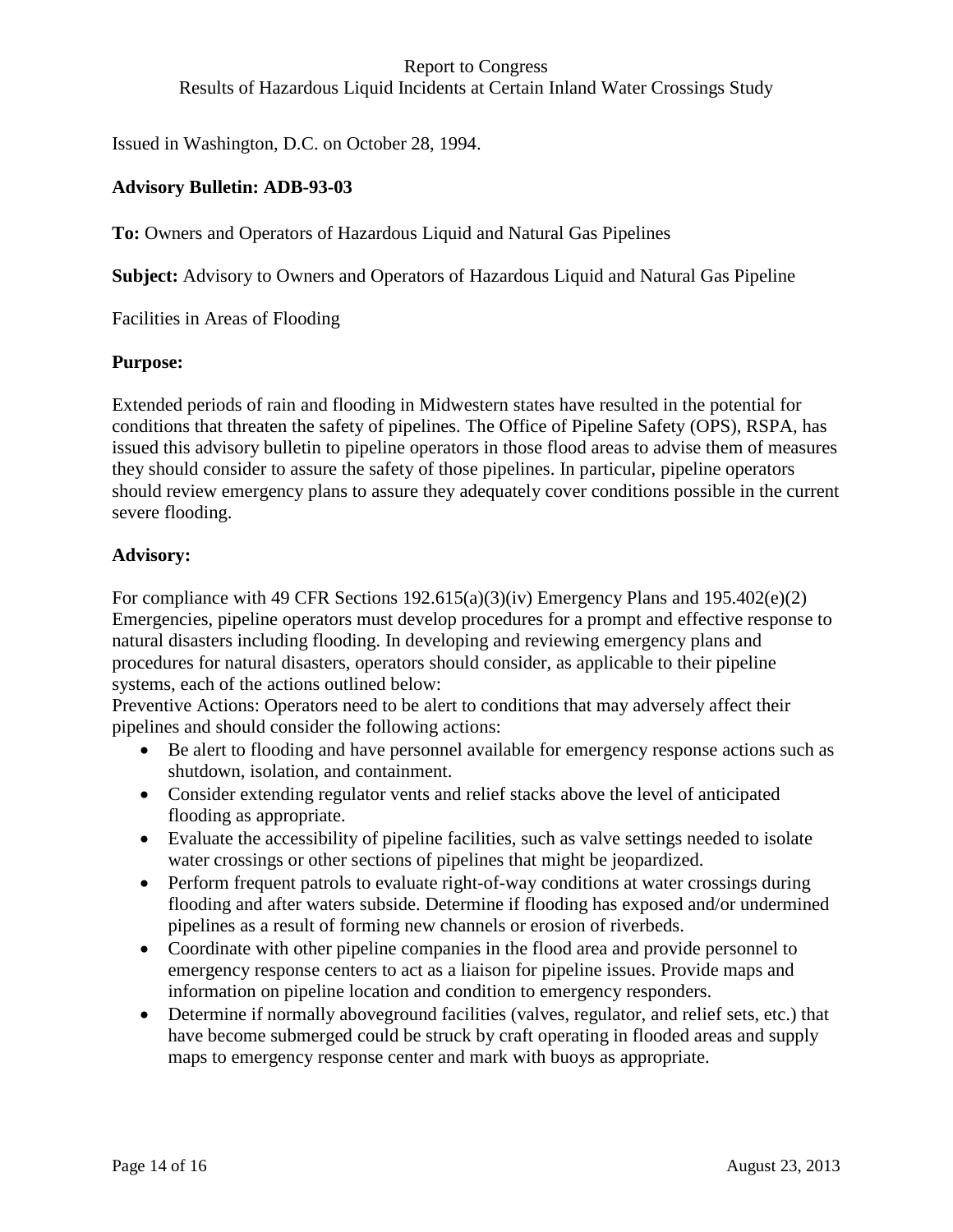Issued in Washington, D.C. on October 28, 1994.

**Advisory Bulletin: ADB-93-03**

**To:** Owners and Operators of Hazardous Liquid and Natural Gas Pipelines

**Subject:** Advisory to Owners and Operators of Hazardous Liquid and Natural Gas Pipeline

Facilities in Areas of Flooding

**Purpose:**

Extended periods of rain and flooding in Midwestern states have resulted in the potential for conditions that threaten the safety of pipelines. The Office of Pipeline Safety (OPS), RSPA, has issued this advisory bulletin to pipeline operators in those flood areas to advise them of measures they should consider to assure the safety of those pipelines. In particular, pipeline operators should review emergency plans to assure they adequately cover conditions possible in the current severe flooding.

**Advisory:**

For compliance with 49 CFR Sections 192.615(a)(3)(iv) Emergency Plans and 195.402(e)(2) Emergencies, pipeline operators must develop procedures for a prompt and effective response to natural disasters including flooding. In developing and reviewing emergency plans and procedures for natural disasters, operators should consider, as applicable to their pipeline systems, each of the actions outlined below:

Preventive Actions: Operators need to be alert to conditions that may adversely affect their pipelines and should consider the following actions:

- Be alert to flooding and have personnel available for emergency response actions such as shutdown, isolation, and containment.
- Consider extending regulator vents and relief stacks above the level of anticipated flooding as appropriate.
- Evaluate the accessibility of pipeline facilities, such as valve settings needed to isolate water crossings or other sections of pipelines that might be jeopardized.
- Perform frequent patrols to evaluate right-of-way conditions at water crossings during flooding and after waters subside. Determine if flooding has exposed and/or undermined pipelines as a result of forming new channels or erosion of riverbeds.
- Coordinate with other pipeline companies in the flood area and provide personnel to emergency response centers to act as a liaison for pipeline issues. Provide maps and information on pipeline location and condition to emergency responders.
- Determine if normally aboveground facilities (valves, regulator, and relief sets, etc.) that have become submerged could be struck by craft operating in flooded areas and supply maps to emergency response center and mark with buoys as appropriate.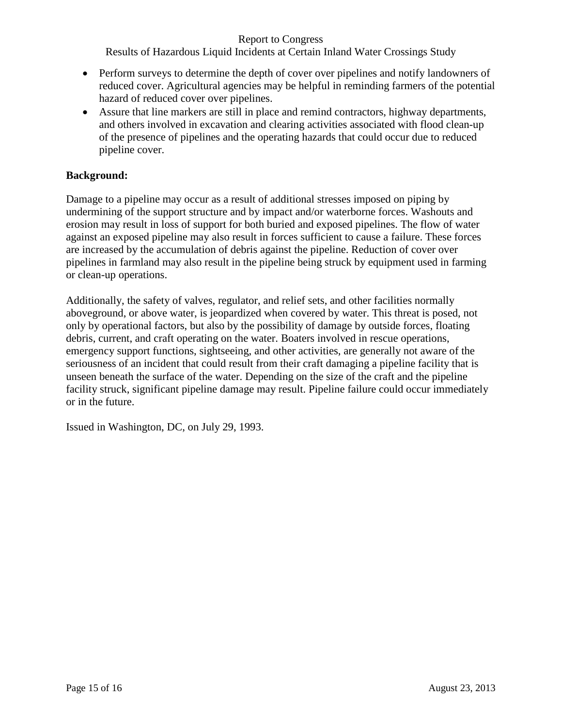- Perform surveys to determine the depth of cover over pipelines and notify landowners of reduced cover. Agricultural agencies may be helpful in reminding farmers of the potential hazard of reduced cover over pipelines.
- Assure that line markers are still in place and remind contractors, highway departments, and others involved in excavation and clearing activities associated with flood clean-up of the presence of pipelines and the operating hazards that could occur due to reduced pipeline cover.

**Background:**

Damage to a pipeline may occur as a result of additional stresses imposed on piping by undermining of the support structure and by impact and/or waterborne forces. Washouts and erosion may result in loss of support for both buried and exposed pipelines. The flow of water against an exposed pipeline may also result in forces sufficient to cause a failure. These forces are increased by the accumulation of debris against the pipeline. Reduction of cover over pipelines in farmland may also result in the pipeline being struck by equipment used in farming or clean-up operations.

Additionally, the safety of valves, regulator, and relief sets, and other facilities normally aboveground, or above water, is jeopardized when covered by water. This threat is posed, not only by operational factors, but also by the possibility of damage by outside forces, floating debris, current, and craft operating on the water. Boaters involved in rescue operations, emergency support functions, sightseeing, and other activities, are generally not aware of the seriousness of an incident that could result from their craft damaging a pipeline facility that is unseen beneath the surface of the water. Depending on the size of the craft and the pipeline facility struck, significant pipeline damage may result. Pipeline failure could occur immediately or in the future.

Issued in Washington, DC, on July 29, 1993.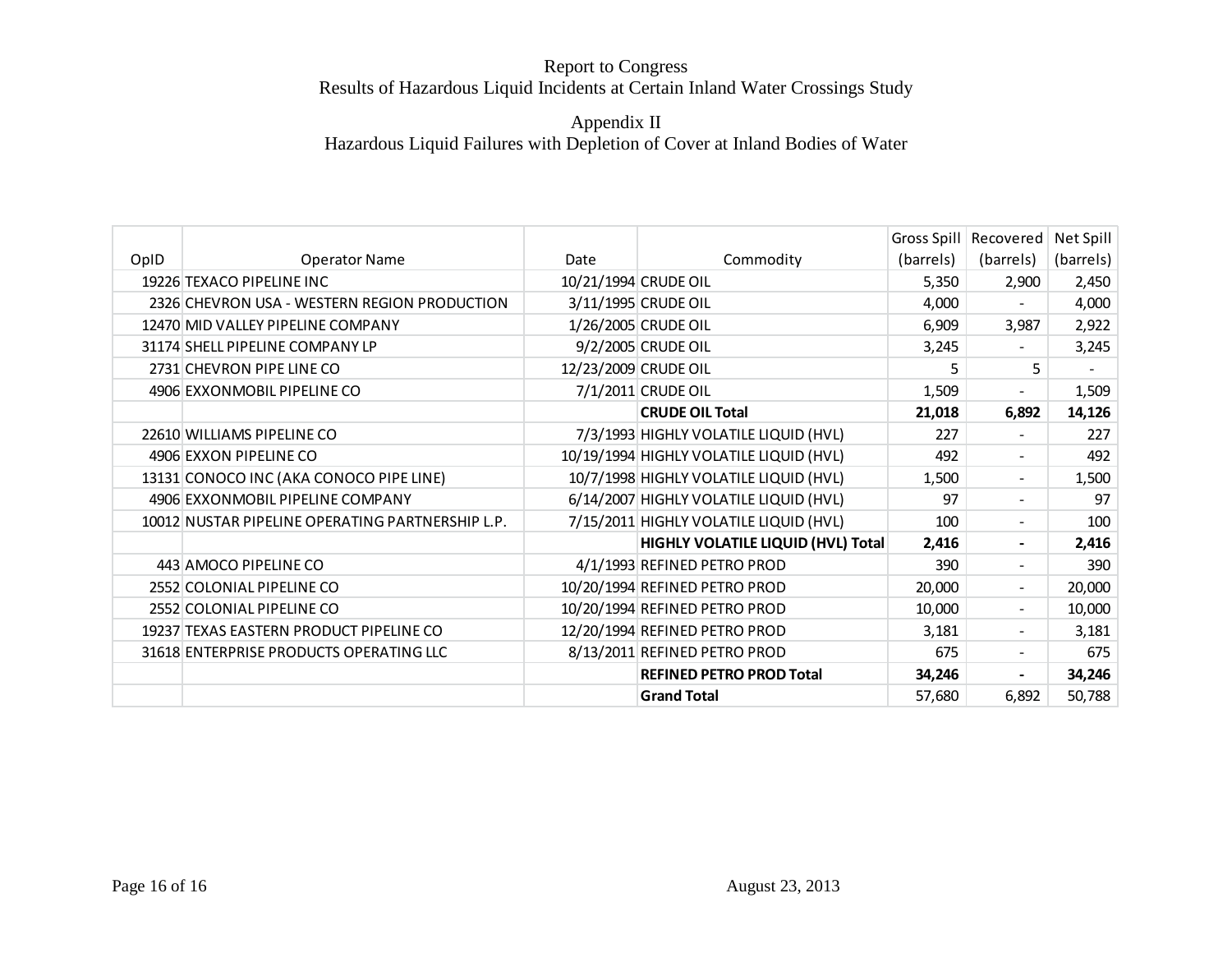Report to Congress
Results of Hazardous Liquid Incidents at Certain Inland Water Crossings Study

## Appendix II
## Hazardous Liquid Failures with Depletion of Cover at Inland Bodies of Water

| OpID | Operator Name | Date | Commodity | Gross Spill (barrels) | Recovered (barrels) | Net Spill (barrels) |
|---|---|---|---|---|---|---|
| 19226 | TEXACO PIPELINE INC | 10/21/1994 | CRUDE OIL | 5,350 | 2,900 | 2,450 |
| 2326 | CHEVRON USA - WESTERN REGION PRODUCTION | 3/11/1995 | CRUDE OIL | 4,000 | - | 4,000 |
| 12470 | MID VALLEY PIPELINE COMPANY | 1/26/2005 | CRUDE OIL | 6,909 | 3,987 | 2,922 |
| 31174 | SHELL PIPELINE COMPANY LP | 9/2/2005 | CRUDE OIL | 3,245 | - | 3,245 |
| 2731 | CHEVRON PIPE LINE CO | 12/23/2009 | CRUDE OIL | 5 | 5 | - |
| 4906 | EXXONMOBIL PIPELINE CO | 7/1/2011 | CRUDE OIL | 1,509 | - | 1,509 |
| | | | **CRUDE OIL Total** | **21,018** | **6,892** | **14,126** |
| 22610 | WILLIAMS PIPELINE CO | 7/3/1993 | HIGHLY VOLATILE LIQUID (HVL) | 227 | - | 227 |
| 4906 | EXXON PIPELINE CO | 10/19/1994 | HIGHLY VOLATILE LIQUID (HVL) | 492 | - | 492 |
| 13131 | CONOCO INC (AKA CONOCO PIPE LINE) | 10/7/1998 | HIGHLY VOLATILE LIQUID (HVL) | 1,500 | - | 1,500 |
| 4906 | EXXONMOBIL PIPELINE COMPANY | 6/14/2007 | HIGHLY VOLATILE LIQUID (HVL) | 97 | - | 97 |
| 10012 | NUSTAR PIPELINE OPERATING PARTNERSHIP L.P. | 7/15/2011 | HIGHLY VOLATILE LIQUID (HVL) | 100 | - | 100 |
| | | | **HIGHLY VOLATILE LIQUID (HVL) Total** | **2,416** | **-** | **2,416** |
| 443 | AMOCO PIPELINE CO | 4/1/1993 | REFINED PETRO PROD | 390 | - | 390 |
| 2552 | COLONIAL PIPELINE CO | 10/20/1994 | REFINED PETRO PROD | 20,000 | - | 20,000 |
| 2552 | COLONIAL PIPELINE CO | 10/20/1994 | REFINED PETRO PROD | 10,000 | - | 10,000 |
| 19237 | TEXAS EASTERN PRODUCT PIPELINE CO | 12/20/1994 | REFINED PETRO PROD | 3,181 | - | 3,181 |
| 31618 | ENTERPRISE PRODUCTS OPERATING LLC | 8/13/2011 | REFINED PETRO PROD | 675 | - | 675 |
| | | | **REFINED PETRO PROD Total** | **34,246** | **-** | **34,246** |
| | | | **Grand Total** | 57,680 | 6,892 | 50,788 |

August 23, 2013